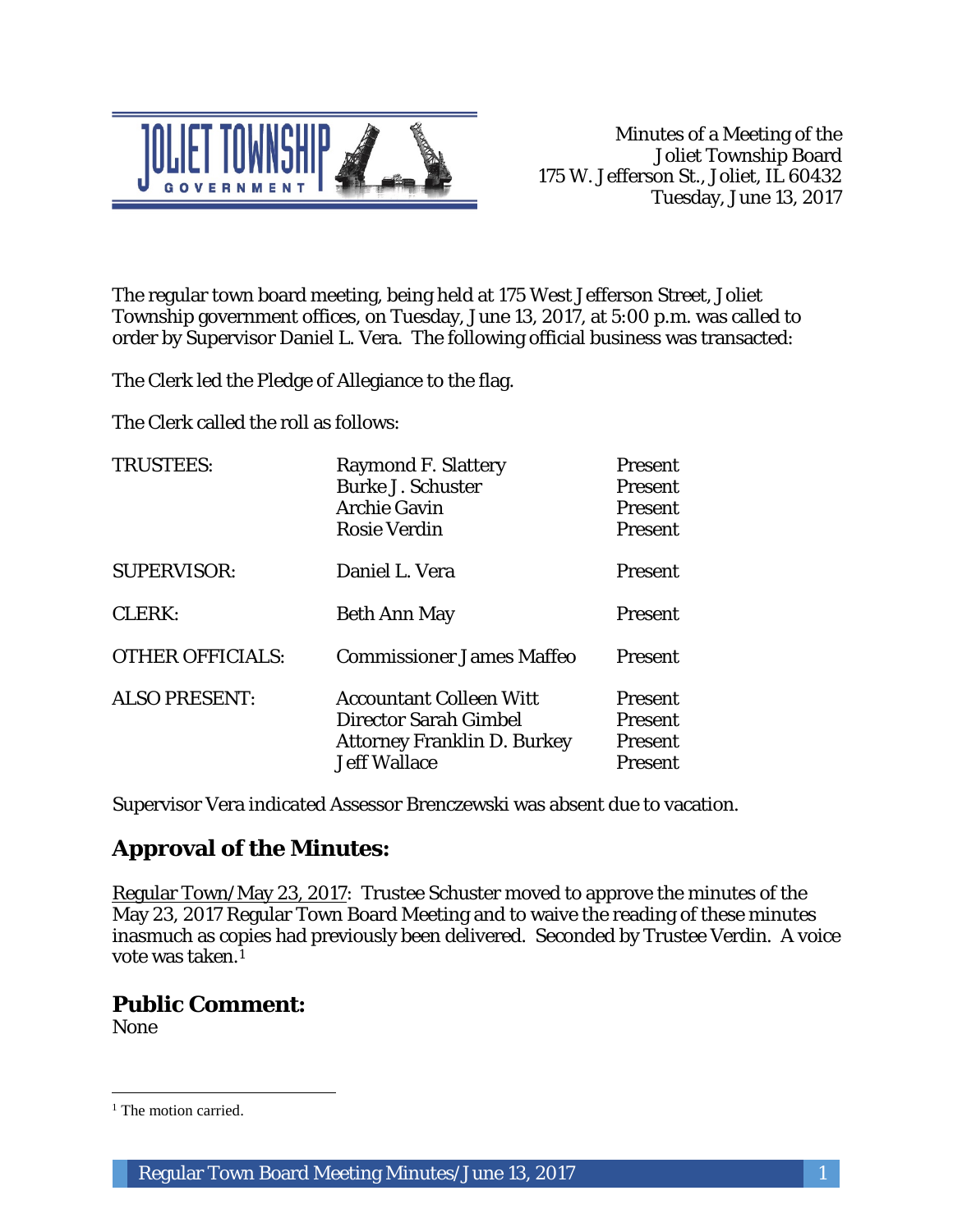Minutes of a Meeting of the
Joliet Township Board
175 W. Jefferson St., Joliet, IL 60432
Tuesday, June 13, 2017

The regular town board meeting, being held at 175 West Jefferson Street, Joliet Township government offices, on Tuesday, June 13, 2017, at 5:00 p.m. was called to order by Supervisor Daniel L. Vera. The following official business was transacted:

The Clerk led the Pledge of Allegiance to the flag.

The Clerk called the roll as follows:

| | | |
|---|---|---|
| TRUSTEES: | Raymond F. Slattery | Present |
| | Burke J. Schuster | Present |
| | Archie Gavin | Present |
| | Rosie Verdin | Present |
| SUPERVISOR: | Daniel L. Vera | Present |
| CLERK: | Beth Ann May | Present |
| OTHER OFFICIALS: | Commissioner James Maffeo | Present |
| ALSO PRESENT: | Accountant Colleen Witt | Present |
| | Director Sarah Gimbel | Present |
| | Attorney Franklin D. Burkey | Present |
| | Jeff Wallace | Present |

Supervisor Vera indicated Assessor Brenczewski was absent due to vacation.

## Approval of the Minutes:

Regular Town/May 23, 2017: Trustee Schuster moved to approve the minutes of the May 23, 2017 Regular Town Board Meeting and to waive the reading of these minutes inasmuch as copies had previously been delivered. Seconded by Trustee Verdin. A voice vote was taken.[1]

## Public Comment:

None

[1] The motion carried.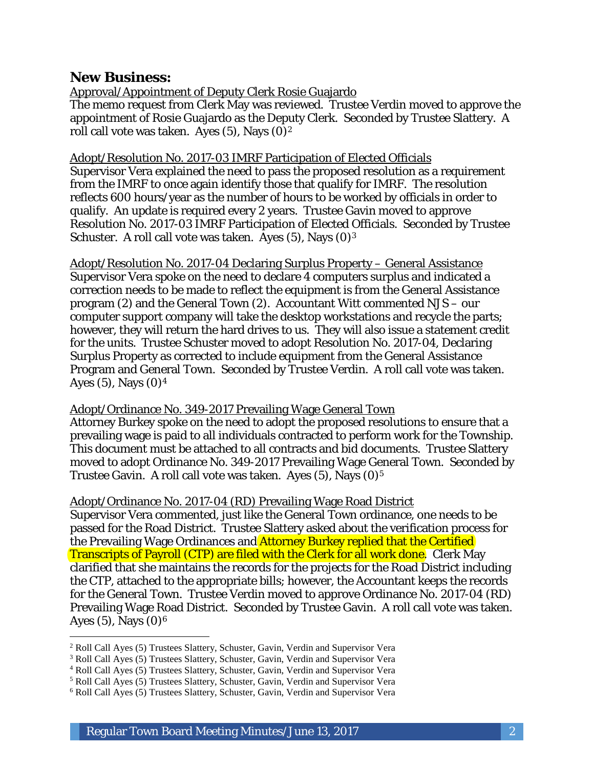## New Business:

Approval/Appointment of Deputy Clerk Rosie Guajardo

The memo request from Clerk May was reviewed. Trustee Verdin moved to approve the appointment of Rosie Guajardo as the Deputy Clerk. Seconded by Trustee Slattery. A roll call vote was taken. Ayes (5), Nays (0)[2]

Adopt/Resolution No. 2017-03 IMRF Participation of Elected Officials

Supervisor Vera explained the need to pass the proposed resolution as a requirement from the IMRF to once again identify those that qualify for IMRF. The resolution reflects 600 hours/year as the number of hours to be worked by officials in order to qualify. An update is required every 2 years. Trustee Gavin moved to approve Resolution No. 2017-03 IMRF Participation of Elected Officials. Seconded by Trustee Schuster. A roll call vote was taken. Ayes (5), Nays (0)[3]

Adopt/Resolution No. 2017-04 Declaring Surplus Property – General Assistance

Supervisor Vera spoke on the need to declare 4 computers surplus and indicated a correction needs to be made to reflect the equipment is from the General Assistance program (2) and the General Town (2). Accountant Witt commented NJS – our computer support company will take the desktop workstations and recycle the parts; however, they will return the hard drives to us. They will also issue a statement credit for the units. Trustee Schuster moved to adopt Resolution No. 2017-04, Declaring Surplus Property as corrected to include equipment from the General Assistance Program and General Town. Seconded by Trustee Verdin. A roll call vote was taken. Ayes (5), Nays (0)[4]

Adopt/Ordinance No. 349-2017 Prevailing Wage General Town

Attorney Burkey spoke on the need to adopt the proposed resolutions to ensure that a prevailing wage is paid to all individuals contracted to perform work for the Township. This document must be attached to all contracts and bid documents. Trustee Slattery moved to adopt Ordinance No. 349-2017 Prevailing Wage General Town. Seconded by Trustee Gavin. A roll call vote was taken. Ayes (5), Nays (0)[5]

Adopt/Ordinance No. 2017-04 (RD) Prevailing Wage Road District

Supervisor Vera commented, just like the General Town ordinance, one needs to be passed for the Road District. Trustee Slattery asked about the verification process for the Prevailing Wage Ordinances and Attorney Burkey replied that the Certified Transcripts of Payroll (CTP) are filed with the Clerk for all work done. Clerk May clarified that she maintains the records for the projects for the Road District including the CTP, attached to the appropriate bills; however, the Accountant keeps the records for the General Town. Trustee Verdin moved to approve Ordinance No. 2017-04 (RD) Prevailing Wage Road District. Seconded by Trustee Gavin. A roll call vote was taken. Ayes (5), Nays (0)[6]

---

[2] Roll Call Ayes (5) Trustees Slattery, Schuster, Gavin, Verdin and Supervisor Vera

[3] Roll Call Ayes (5) Trustees Slattery, Schuster, Gavin, Verdin and Supervisor Vera

[4] Roll Call Ayes (5) Trustees Slattery, Schuster, Gavin, Verdin and Supervisor Vera

[5] Roll Call Ayes (5) Trustees Slattery, Schuster, Gavin, Verdin and Supervisor Vera

[6] Roll Call Ayes (5) Trustees Slattery, Schuster, Gavin, Verdin and Supervisor Vera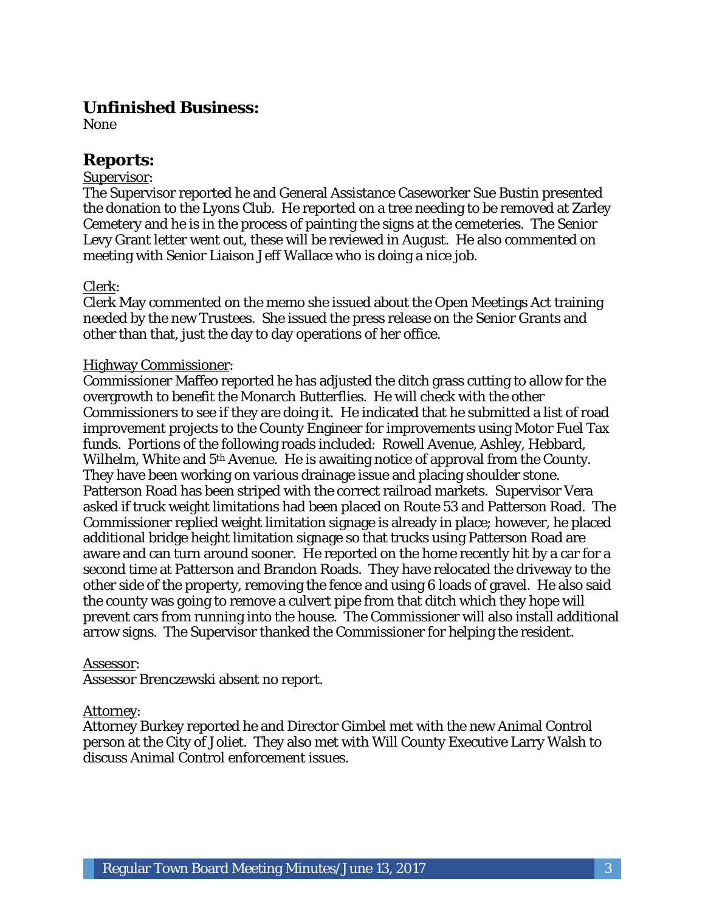## Unfinished Business:

None

## Reports:

Supervisor:

The Supervisor reported he and General Assistance Caseworker Sue Bustin presented the donation to the Lyons Club. He reported on a tree needing to be removed at Zarley Cemetery and he is in the process of painting the signs at the cemeteries. The Senior Levy Grant letter went out, these will be reviewed in August. He also commented on meeting with Senior Liaison Jeff Wallace who is doing a nice job.

Clerk:

Clerk May commented on the memo she issued about the Open Meetings Act training needed by the new Trustees. She issued the press release on the Senior Grants and other than that, just the day to day operations of her office.

Highway Commissioner:

Commissioner Maffeo reported he has adjusted the ditch grass cutting to allow for the overgrowth to benefit the Monarch Butterflies. He will check with the other Commissioners to see if they are doing it. He indicated that he submitted a list of road improvement projects to the County Engineer for improvements using Motor Fuel Tax funds. Portions of the following roads included: Rowell Avenue, Ashley, Hebbard, Wilhelm, White and 5th Avenue. He is awaiting notice of approval from the County. They have been working on various drainage issue and placing shoulder stone. Patterson Road has been striped with the correct railroad markets. Supervisor Vera asked if truck weight limitations had been placed on Route 53 and Patterson Road. The Commissioner replied weight limitation signage is already in place; however, he placed additional bridge height limitation signage so that trucks using Patterson Road are aware and can turn around sooner. He reported on the home recently hit by a car for a second time at Patterson and Brandon Roads. They have relocated the driveway to the other side of the property, removing the fence and using 6 loads of gravel. He also said the county was going to remove a culvert pipe from that ditch which they hope will prevent cars from running into the house. The Commissioner will also install additional arrow signs. The Supervisor thanked the Commissioner for helping the resident.

Assessor:

Assessor Brenczewski absent no report.

Attorney:

Attorney Burkey reported he and Director Gimbel met with the new Animal Control person at the City of Joliet. They also met with Will County Executive Larry Walsh to discuss Animal Control enforcement issues.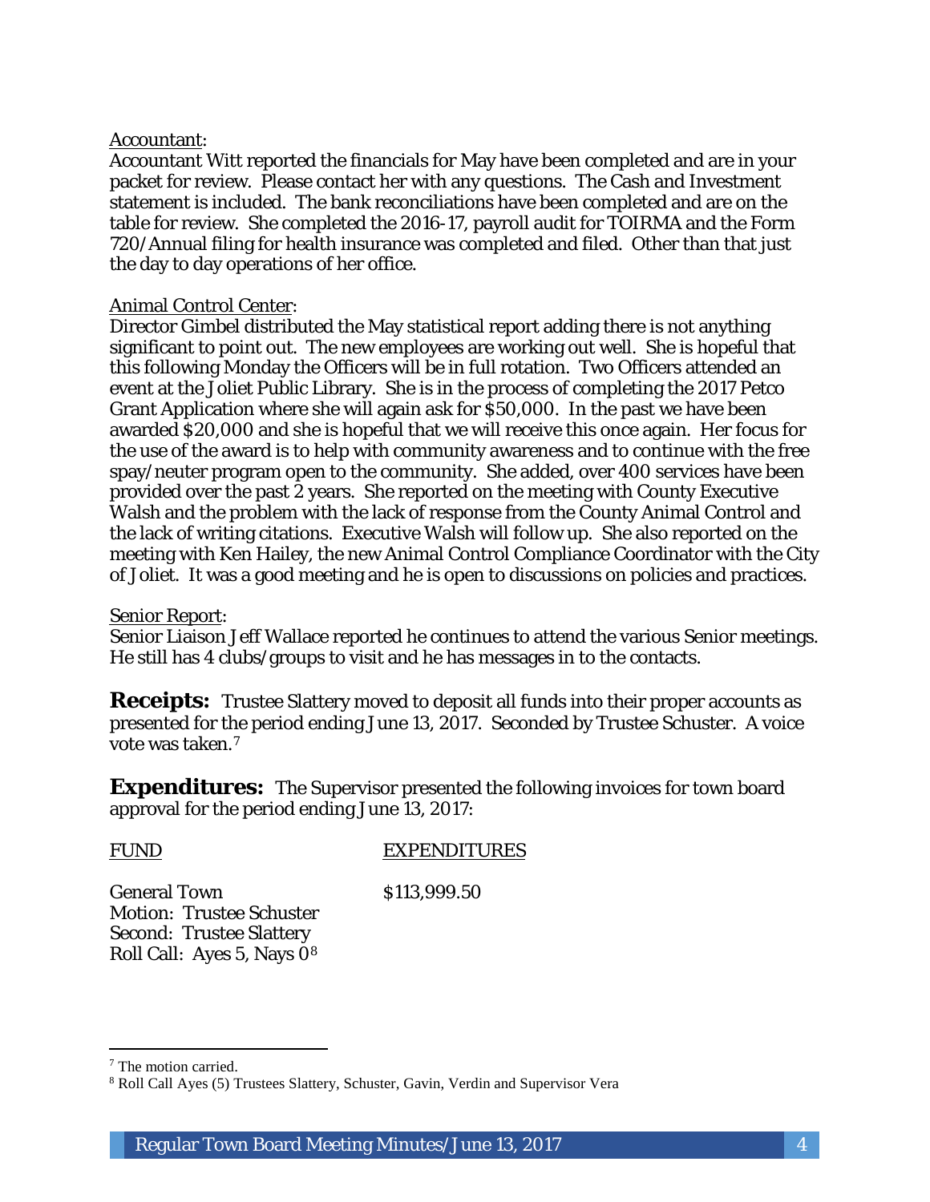Accountant:

Accountant Witt reported the financials for May have been completed and are in your packet for review. Please contact her with any questions. The Cash and Investment statement is included. The bank reconciliations have been completed and are on the table for review. She completed the 2016-17, payroll audit for TOIRMA and the Form 720/Annual filing for health insurance was completed and filed. Other than that just the day to day operations of her office.

Animal Control Center:

Director Gimbel distributed the May statistical report adding there is not anything significant to point out. The new employees are working out well. She is hopeful that this following Monday the Officers will be in full rotation. Two Officers attended an event at the Joliet Public Library. She is in the process of completing the 2017 Petco Grant Application where she will again ask for $50,000. In the past we have been awarded $20,000 and she is hopeful that we will receive this once again. Her focus for the use of the award is to help with community awareness and to continue with the free spay/neuter program open to the community. She added, over 400 services have been provided over the past 2 years. She reported on the meeting with County Executive Walsh and the problem with the lack of response from the County Animal Control and the lack of writing citations. Executive Walsh will follow up. She also reported on the meeting with Ken Hailey, the new Animal Control Compliance Coordinator with the City of Joliet. It was a good meeting and he is open to discussions on policies and practices.

Senior Report:

Senior Liaison Jeff Wallace reported he continues to attend the various Senior meetings. He still has 4 clubs/groups to visit and he has messages in to the contacts.

**Receipts:** Trustee Slattery moved to deposit all funds into their proper accounts as presented for the period ending June 13, 2017. Seconded by Trustee Schuster. A voice vote was taken.[7]

**Expenditures:** The Supervisor presented the following invoices for town board approval for the period ending June 13, 2017:

| FUND | EXPENDITURES |
|---|---|
| General Town | $113,999.50 |

Motion: Trustee Schuster
Second: Trustee Slattery
Roll Call: Ayes 5, Nays 0[8]

---

[7] The motion carried.

[8] Roll Call Ayes (5) Trustees Slattery, Schuster, Gavin, Verdin and Supervisor Vera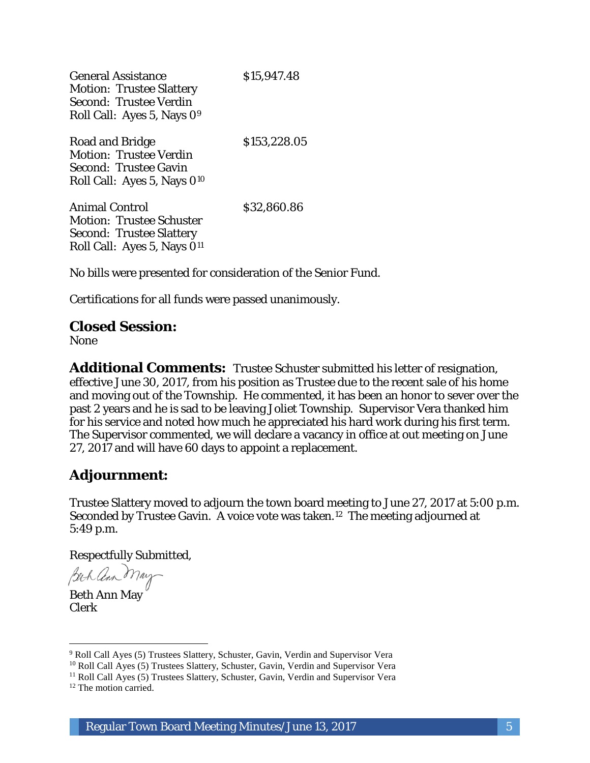General Assistance $15,947.48
Motion: Trustee Slattery
Second: Trustee Verdin
Roll Call: Ayes 5, Nays 0[9]

Road and Bridge $153,228.05
Motion: Trustee Verdin
Second: Trustee Gavin
Roll Call: Ayes 5, Nays 0[10]

Animal Control $32,860.86
Motion: Trustee Schuster
Second: Trustee Slattery
Roll Call: Ayes 5, Nays 0[11]

No bills were presented for consideration of the Senior Fund.

Certifications for all funds were passed unanimously.

## Closed Session:

None

**Additional Comments:** Trustee Schuster submitted his letter of resignation, effective June 30, 2017, from his position as Trustee due to the recent sale of his home and moving out of the Township. He commented, it has been an honor to sever over the past 2 years and he is sad to be leaving Joliet Township. Supervisor Vera thanked him for his service and noted how much he appreciated his hard work during his first term. The Supervisor commented, we will declare a vacancy in office at out meeting on June 27, 2017 and will have 60 days to appoint a replacement.

## Adjournment:

Trustee Slattery moved to adjourn the town board meeting to June 27, 2017 at 5:00 p.m. Seconded by Trustee Gavin. A voice vote was taken.[12] The meeting adjourned at 5:49 p.m.

Respectfully Submitted,

Beth Ann May
Clerk

---

[9] Roll Call Ayes (5) Trustees Slattery, Schuster, Gavin, Verdin and Supervisor Vera
[10] Roll Call Ayes (5) Trustees Slattery, Schuster, Gavin, Verdin and Supervisor Vera
[11] Roll Call Ayes (5) Trustees Slattery, Schuster, Gavin, Verdin and Supervisor Vera
[12] The motion carried.